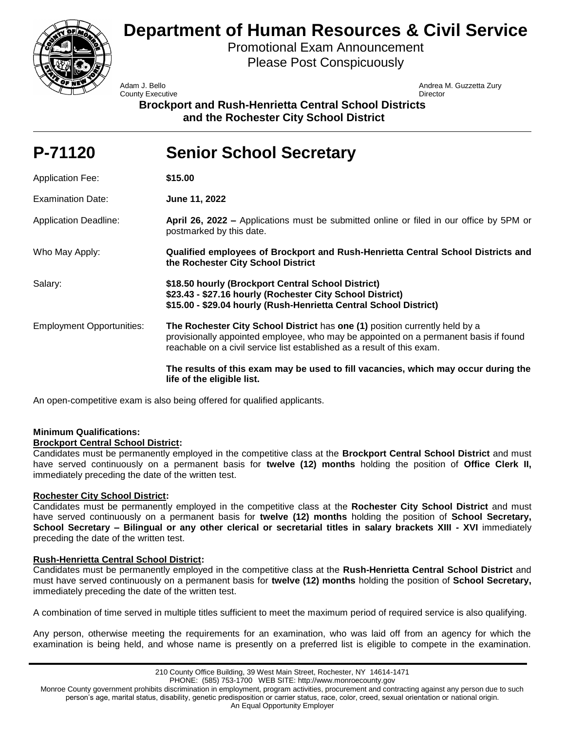# Department of Human Resources & Civil Service

Promotional Exam Announcement
Please Post Conspicuously

Adam J. Bello
County Executive

Andrea M. Guzzetta Zury
Director

**Brockport and Rush-Henrietta Central School Districts and the Rochester City School District**

# P-71120 Senior School Secretary

Application Fee: **$15.00**

Examination Date: **June 11, 2022**

Application Deadline: **April 26, 2022 –** Applications must be submitted online or filed in our office by 5PM or postmarked by this date.

Who May Apply: **Qualified employees of Brockport and Rush-Henrietta Central School Districts and the Rochester City School District**

Salary:
**$18.50 hourly (Brockport Central School District)**
**$23.43 - $27.16 hourly (Rochester City School District)**
**$15.00 - $29.04 hourly (Rush-Henrietta Central School District)**

Employment Opportunities: **The Rochester City School District** has **one (1)** position currently held by a provisionally appointed employee, who may be appointed on a permanent basis if found reachable on a civil service list established as a result of this exam.

**The results of this exam may be used to fill vacancies, which may occur during the life of the eligible list.**

An open-competitive exam is also being offered for qualified applicants.

**Minimum Qualifications:**

**Brockport Central School District:**

Candidates must be permanently employed in the competitive class at the **Brockport Central School District** and must have served continuously on a permanent basis for **twelve (12) months** holding the position of **Office Clerk II,** immediately preceding the date of the written test.

**Rochester City School District:**

Candidates must be permanently employed in the competitive class at the **Rochester City School District** and must have served continuously on a permanent basis for **twelve (12) months** holding the position of **School Secretary, School Secretary – Bilingual or any other clerical or secretarial titles in salary brackets XIII - XVI** immediately preceding the date of the written test.

**Rush-Henrietta Central School District:**

Candidates must be permanently employed in the competitive class at the **Rush-Henrietta Central School District** and must have served continuously on a permanent basis for **twelve (12) months** holding the position of **School Secretary,** immediately preceding the date of the written test.

A combination of time served in multiple titles sufficient to meet the maximum period of required service is also qualifying.

Any person, otherwise meeting the requirements for an examination, who was laid off from an agency for which the examination is being held, and whose name is presently on a preferred list is eligible to compete in the examination.

210 County Office Building, 39 West Main Street, Rochester, NY 14614-1471
PHONE: (585) 753-1700 WEB SITE: http://www.monroecounty.gov
Monroe County government prohibits discrimination in employment, program activities, procurement and contracting against any person due to such person's age, marital status, disability, genetic predisposition or carrier status, race, color, creed, sexual orientation or national origin.
An Equal Opportunity Employer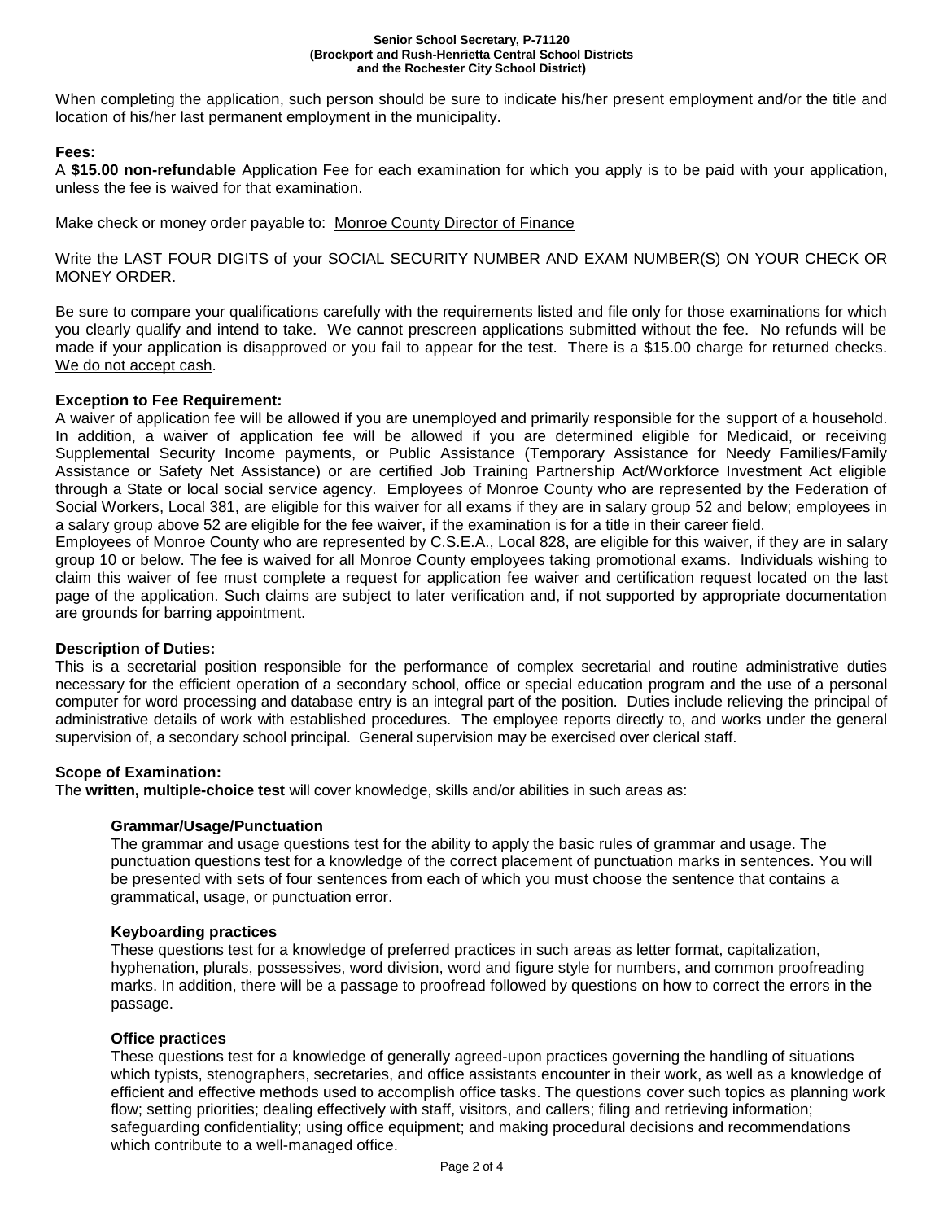When completing the application, such person should be sure to indicate his/her present employment and/or the title and location of his/her last permanent employment in the municipality.

**Fees:**

A **$15.00 non-refundable** Application Fee for each examination for which you apply is to be paid with your application, unless the fee is waived for that examination.

Make check or money order payable to: Monroe County Director of Finance

Write the LAST FOUR DIGITS of your SOCIAL SECURITY NUMBER AND EXAM NUMBER(S) ON YOUR CHECK OR MONEY ORDER.

Be sure to compare your qualifications carefully with the requirements listed and file only for those examinations for which you clearly qualify and intend to take. We cannot prescreen applications submitted without the fee. No refunds will be made if your application is disapproved or you fail to appear for the test. There is a $15.00 charge for returned checks. We do not accept cash.

**Exception to Fee Requirement:**

A waiver of application fee will be allowed if you are unemployed and primarily responsible for the support of a household. In addition, a waiver of application fee will be allowed if you are determined eligible for Medicaid, or receiving Supplemental Security Income payments, or Public Assistance (Temporary Assistance for Needy Families/Family Assistance or Safety Net Assistance) or are certified Job Training Partnership Act/Workforce Investment Act eligible through a State or local social service agency. Employees of Monroe County who are represented by the Federation of Social Workers, Local 381, are eligible for this waiver for all exams if they are in salary group 52 and below; employees in a salary group above 52 are eligible for the fee waiver, if the examination is for a title in their career field.

Employees of Monroe County who are represented by C.S.E.A., Local 828, are eligible for this waiver, if they are in salary group 10 or below. The fee is waived for all Monroe County employees taking promotional exams. Individuals wishing to claim this waiver of fee must complete a request for application fee waiver and certification request located on the last page of the application. Such claims are subject to later verification and, if not supported by appropriate documentation are grounds for barring appointment.

**Description of Duties:**

This is a secretarial position responsible for the performance of complex secretarial and routine administrative duties necessary for the efficient operation of a secondary school, office or special education program and the use of a personal computer for word processing and database entry is an integral part of the position. Duties include relieving the principal of administrative details of work with established procedures. The employee reports directly to, and works under the general supervision of, a secondary school principal. General supervision may be exercised over clerical staff.

**Scope of Examination:**

The **written, multiple-choice test** will cover knowledge, skills and/or abilities in such areas as:

**Grammar/Usage/Punctuation**

The grammar and usage questions test for the ability to apply the basic rules of grammar and usage. The punctuation questions test for a knowledge of the correct placement of punctuation marks in sentences. You will be presented with sets of four sentences from each of which you must choose the sentence that contains a grammatical, usage, or punctuation error.

**Keyboarding practices**

These questions test for a knowledge of preferred practices in such areas as letter format, capitalization, hyphenation, plurals, possessives, word division, word and figure style for numbers, and common proofreading marks. In addition, there will be a passage to proofread followed by questions on how to correct the errors in the passage.

**Office practices**

These questions test for a knowledge of generally agreed-upon practices governing the handling of situations which typists, stenographers, secretaries, and office assistants encounter in their work, as well as a knowledge of efficient and effective methods used to accomplish office tasks. The questions cover such topics as planning work flow; setting priorities; dealing effectively with staff, visitors, and callers; filing and retrieving information; safeguarding confidentiality; using office equipment; and making procedural decisions and recommendations which contribute to a well-managed office.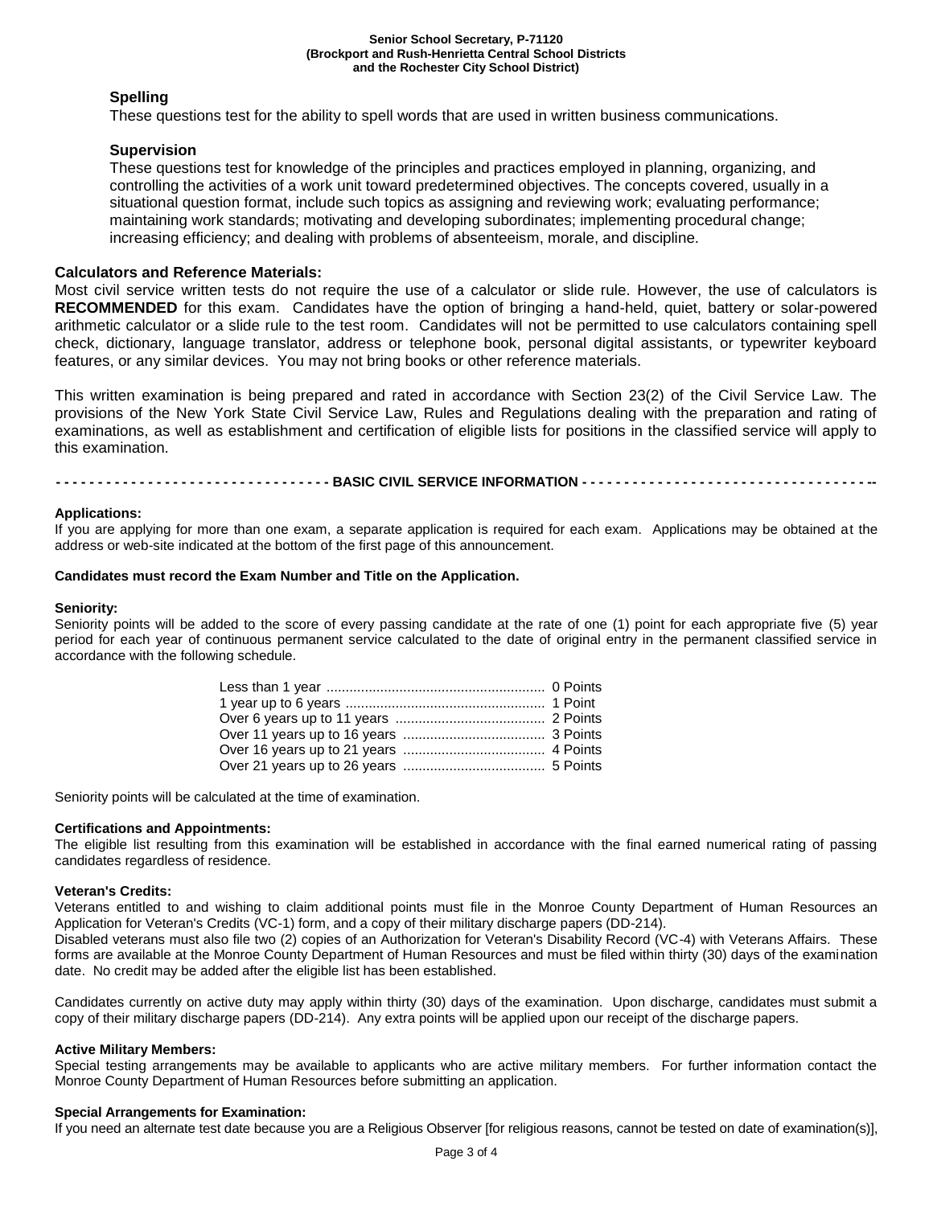### Spelling

These questions test for the ability to spell words that are used in written business communications.

### Supervision

These questions test for knowledge of the principles and practices employed in planning, organizing, and controlling the activities of a work unit toward predetermined objectives. The concepts covered, usually in a situational question format, include such topics as assigning and reviewing work; evaluating performance; maintaining work standards; motivating and developing subordinates; implementing procedural change; increasing efficiency; and dealing with problems of absenteeism, morale, and discipline.

**Calculators and Reference Materials:**

Most civil service written tests do not require the use of a calculator or slide rule. However, the use of calculators is **RECOMMENDED** for this exam. Candidates have the option of bringing a hand-held, quiet, battery or solar-powered arithmetic calculator or a slide rule to the test room. Candidates will not be permitted to use calculators containing spell check, dictionary, language translator, address or telephone book, personal digital assistants, or typewriter keyboard features, or any similar devices. You may not bring books or other reference materials.

This written examination is being prepared and rated in accordance with Section 23(2) of the Civil Service Law. The provisions of the New York State Civil Service Law, Rules and Regulations dealing with the preparation and rating of examinations, as well as establishment and certification of eligible lists for positions in the classified service will apply to this examination.

**- - - - - - - - - - - - - - - - - - - - - - - - - - - - - - - - BASIC CIVIL SERVICE INFORMATION - - - - - - - - - - - - - - - - - - - - - - - - - - - - - - - - - - -**

**Applications:**

If you are applying for more than one exam, a separate application is required for each exam. Applications may be obtained at the address or web-site indicated at the bottom of the first page of this announcement.

**Candidates must record the Exam Number and Title on the Application.**

**Seniority:**

Seniority points will be added to the score of every passing candidate at the rate of one (1) point for each appropriate five (5) year period for each year of continuous permanent service calculated to the date of original entry in the permanent classified service in accordance with the following schedule.

| Service | Points |
|---|---|
| Less than 1 year | 0 Points |
| 1 year up to 6 years | 1 Point |
| Over 6 years up to 11 years | 2 Points |
| Over 11 years up to 16 years | 3 Points |
| Over 16 years up to 21 years | 4 Points |
| Over 21 years up to 26 years | 5 Points |

Seniority points will be calculated at the time of examination.

**Certifications and Appointments:**

The eligible list resulting from this examination will be established in accordance with the final earned numerical rating of passing candidates regardless of residence.

**Veteran's Credits:**

Veterans entitled to and wishing to claim additional points must file in the Monroe County Department of Human Resources an Application for Veteran's Credits (VC-1) form, and a copy of their military discharge papers (DD-214).

Disabled veterans must also file two (2) copies of an Authorization for Veteran's Disability Record (VC-4) with Veterans Affairs. These forms are available at the Monroe County Department of Human Resources and must be filed within thirty (30) days of the examination date. No credit may be added after the eligible list has been established.

Candidates currently on active duty may apply within thirty (30) days of the examination. Upon discharge, candidates must submit a copy of their military discharge papers (DD-214). Any extra points will be applied upon our receipt of the discharge papers.

**Active Military Members:**

Special testing arrangements may be available to applicants who are active military members. For further information contact the Monroe County Department of Human Resources before submitting an application.

**Special Arrangements for Examination:**

If you need an alternate test date because you are a Religious Observer [for religious reasons, cannot be tested on date of examination(s)],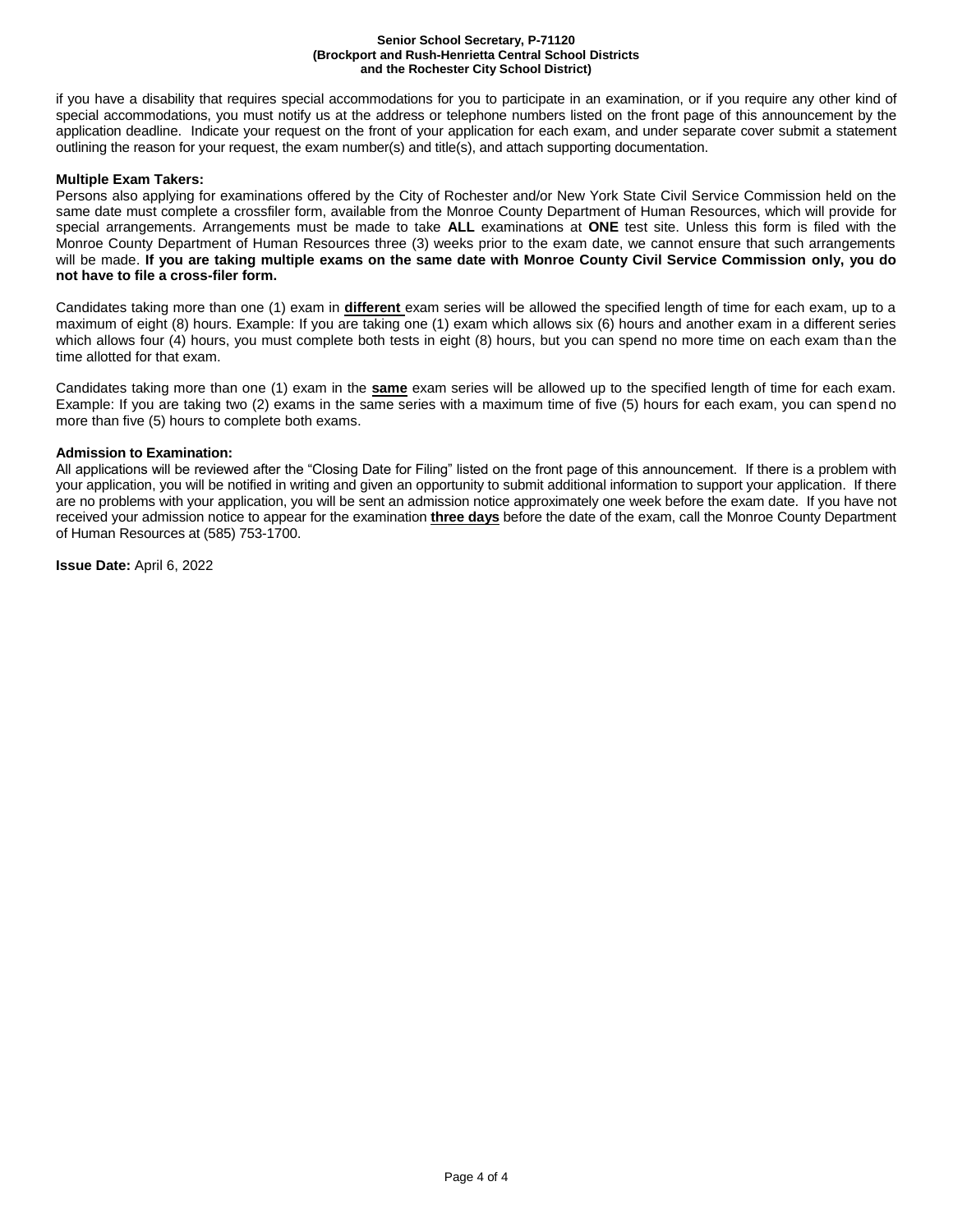if you have a disability that requires special accommodations for you to participate in an examination, or if you require any other kind of special accommodations, you must notify us at the address or telephone numbers listed on the front page of this announcement by the application deadline. Indicate your request on the front of your application for each exam, and under separate cover submit a statement outlining the reason for your request, the exam number(s) and title(s), and attach supporting documentation.

**Multiple Exam Takers:**
Persons also applying for examinations offered by the City of Rochester and/or New York State Civil Service Commission held on the same date must complete a crossfiler form, available from the Monroe County Department of Human Resources, which will provide for special arrangements. Arrangements must be made to take **ALL** examinations at **ONE** test site. Unless this form is filed with the Monroe County Department of Human Resources three (3) weeks prior to the exam date, we cannot ensure that such arrangements will be made. **If you are taking multiple exams on the same date with Monroe County Civil Service Commission only, you do not have to file a cross-filer form.**

Candidates taking more than one (1) exam in **different** exam series will be allowed the specified length of time for each exam, up to a maximum of eight (8) hours. Example: If you are taking one (1) exam which allows six (6) hours and another exam in a different series which allows four (4) hours, you must complete both tests in eight (8) hours, but you can spend no more time on each exam than the time allotted for that exam.

Candidates taking more than one (1) exam in the **same** exam series will be allowed up to the specified length of time for each exam. Example: If you are taking two (2) exams in the same series with a maximum time of five (5) hours for each exam, you can spend no more than five (5) hours to complete both exams.

**Admission to Examination:**
All applications will be reviewed after the "Closing Date for Filing" listed on the front page of this announcement. If there is a problem with your application, you will be notified in writing and given an opportunity to submit additional information to support your application. If there are no problems with your application, you will be sent an admission notice approximately one week before the exam date. If you have not received your admission notice to appear for the examination **three days** before the date of the exam, call the Monroe County Department of Human Resources at (585) 753-1700.

**Issue Date:** April 6, 2022